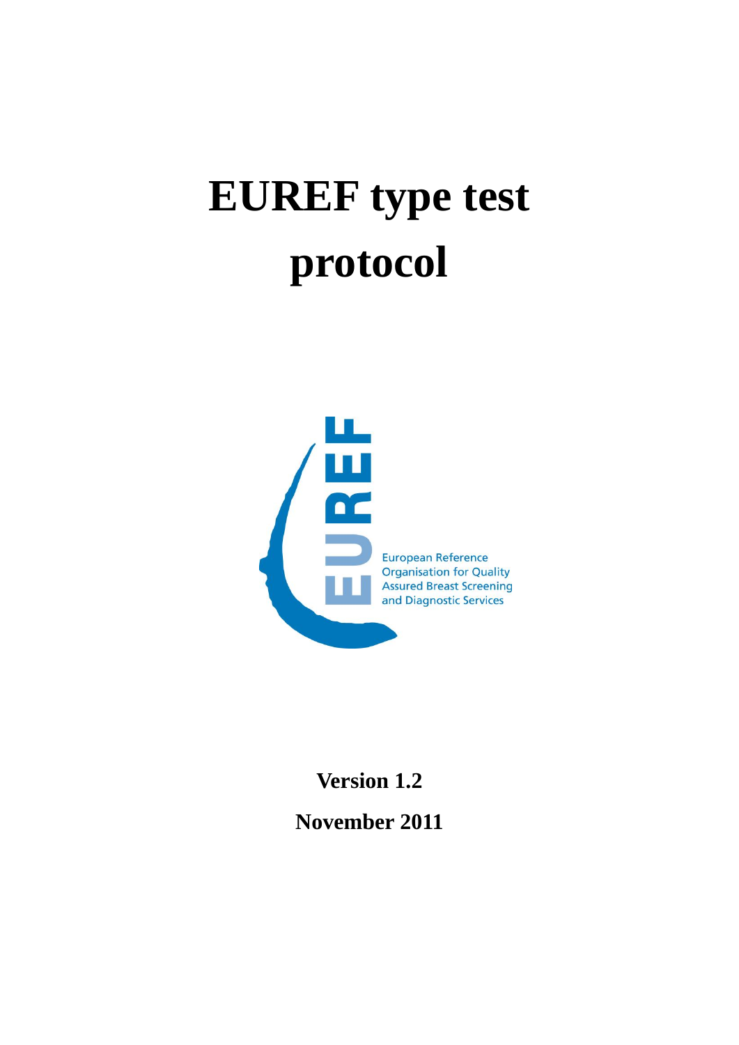# EUREF type test protocol

European Reference Organisation for Quality Assured Breast Screening and Diagnostic Services

**Version 1.2**

**November 2011**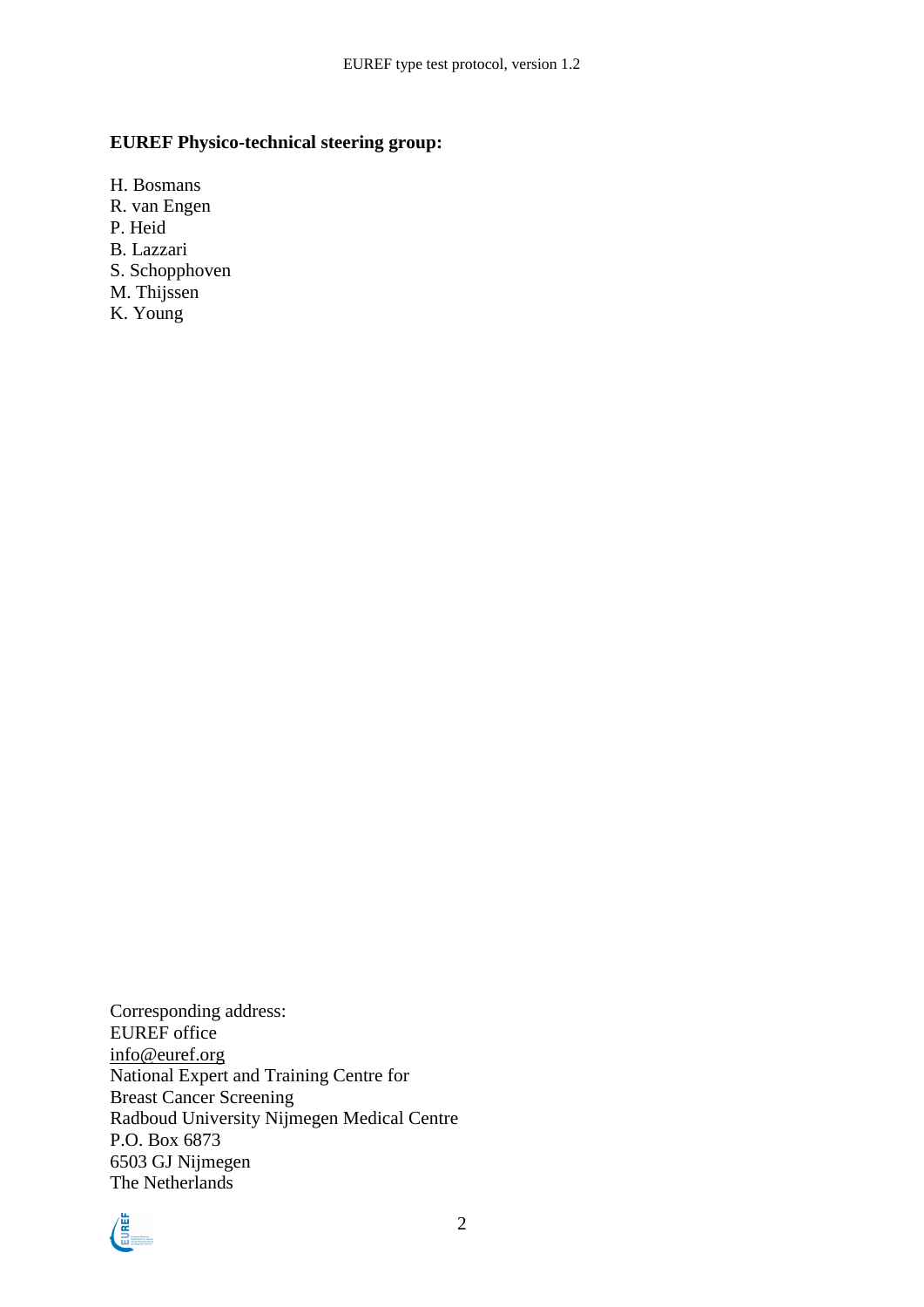**EUREF Physico-technical steering group:**

H. Bosmans
R. van Engen
P. Heid
B. Lazzari
S. Schopphoven
M. Thijssen
K. Young

Corresponding address:
EUREF office
info@euref.org
National Expert and Training Centre for
Breast Cancer Screening
Radboud University Nijmegen Medical Centre
P.O. Box 6873
6503 GJ Nijmegen
The Netherlands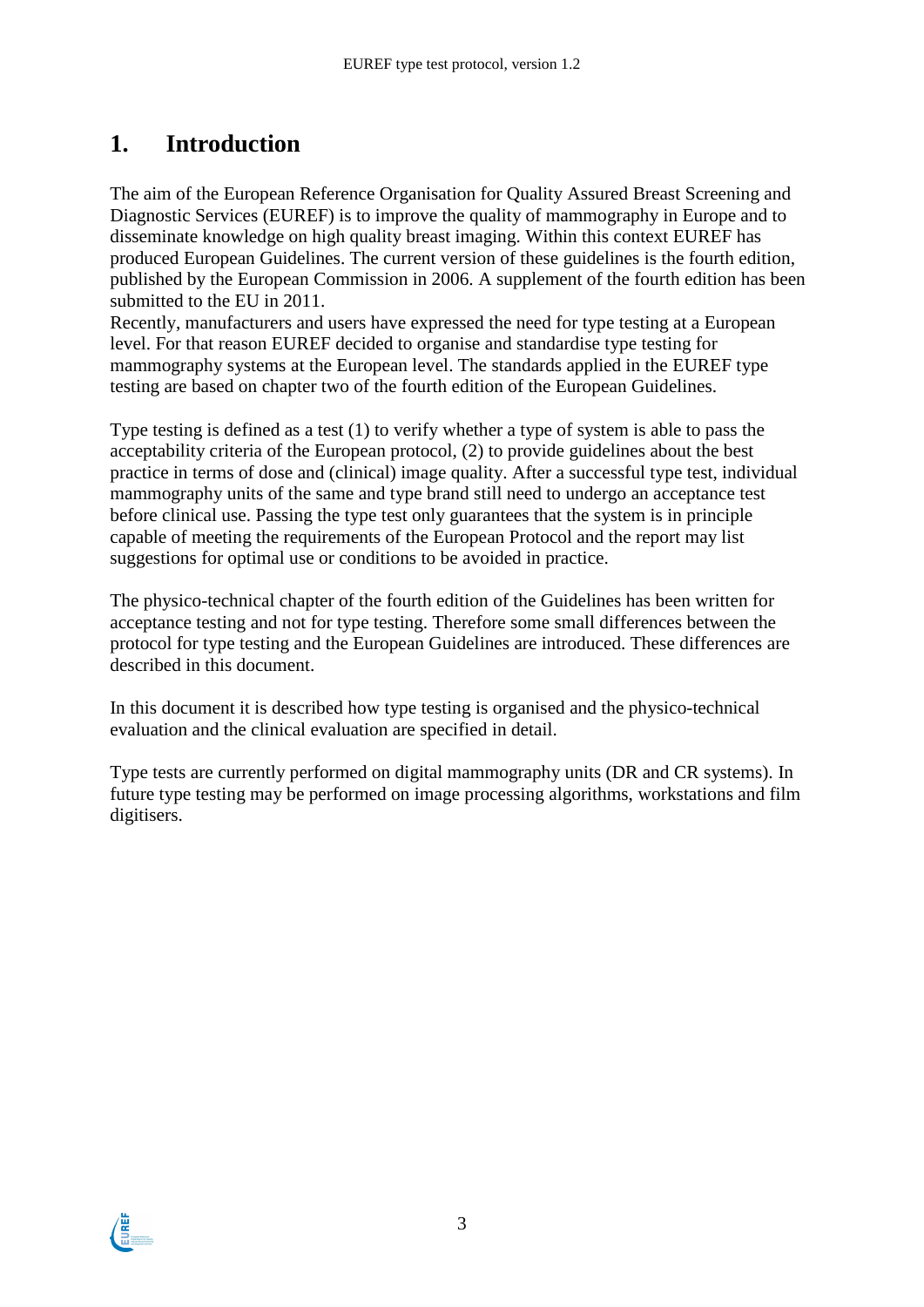# 1. Introduction

The aim of the European Reference Organisation for Quality Assured Breast Screening and Diagnostic Services (EUREF) is to improve the quality of mammography in Europe and to disseminate knowledge on high quality breast imaging. Within this context EUREF has produced European Guidelines. The current version of these guidelines is the fourth edition, published by the European Commission in 2006. A supplement of the fourth edition has been submitted to the EU in 2011.
Recently, manufacturers and users have expressed the need for type testing at a European level. For that reason EUREF decided to organise and standardise type testing for mammography systems at the European level. The standards applied in the EUREF type testing are based on chapter two of the fourth edition of the European Guidelines.

Type testing is defined as a test (1) to verify whether a type of system is able to pass the acceptability criteria of the European protocol, (2) to provide guidelines about the best practice in terms of dose and (clinical) image quality. After a successful type test, individual mammography units of the same and type brand still need to undergo an acceptance test before clinical use. Passing the type test only guarantees that the system is in principle capable of meeting the requirements of the European Protocol and the report may list suggestions for optimal use or conditions to be avoided in practice.

The physico-technical chapter of the fourth edition of the Guidelines has been written for acceptance testing and not for type testing. Therefore some small differences between the protocol for type testing and the European Guidelines are introduced. These differences are described in this document.

In this document it is described how type testing is organised and the physico-technical evaluation and the clinical evaluation are specified in detail.

Type tests are currently performed on digital mammography units (DR and CR systems). In future type testing may be performed on image processing algorithms, workstations and film digitisers.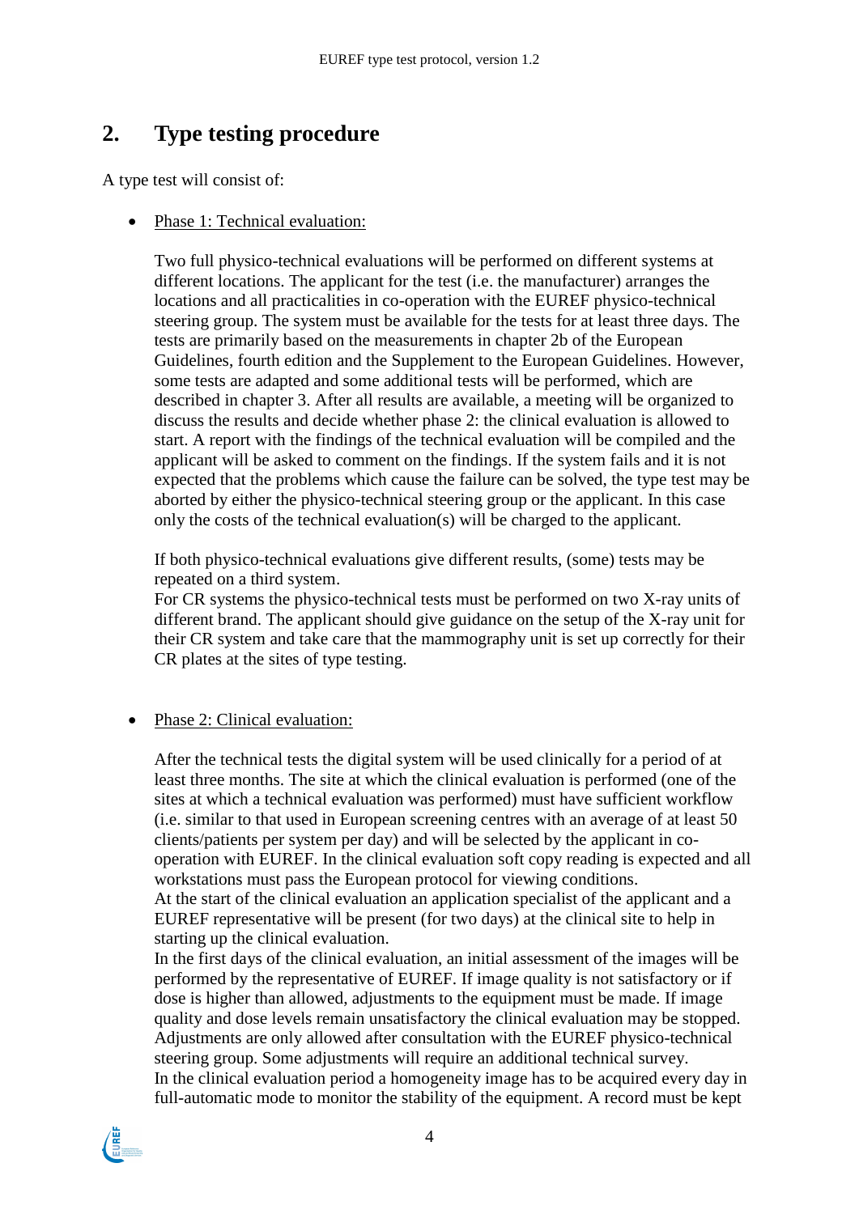## 2. Type testing procedure

A type test will consist of:

- Phase 1: Technical evaluation:

  Two full physico-technical evaluations will be performed on different systems at different locations. The applicant for the test (i.e. the manufacturer) arranges the locations and all practicalities in co-operation with the EUREF physico-technical steering group. The system must be available for the tests for at least three days. The tests are primarily based on the measurements in chapter 2b of the European Guidelines, fourth edition and the Supplement to the European Guidelines. However, some tests are adapted and some additional tests will be performed, which are described in chapter 3. After all results are available, a meeting will be organized to discuss the results and decide whether phase 2: the clinical evaluation is allowed to start. A report with the findings of the technical evaluation will be compiled and the applicant will be asked to comment on the findings. If the system fails and it is not expected that the problems which cause the failure can be solved, the type test may be aborted by either the physico-technical steering group or the applicant. In this case only the costs of the technical evaluation(s) will be charged to the applicant.

  If both physico-technical evaluations give different results, (some) tests may be repeated on a third system.
  For CR systems the physico-technical tests must be performed on two X-ray units of different brand. The applicant should give guidance on the setup of the X-ray unit for their CR system and take care that the mammography unit is set up correctly for their CR plates at the sites of type testing.

- Phase 2: Clinical evaluation:

  After the technical tests the digital system will be used clinically for a period of at least three months. The site at which the clinical evaluation is performed (one of the sites at which a technical evaluation was performed) must have sufficient workflow (i.e. similar to that used in European screening centres with an average of at least 50 clients/patients per system per day) and will be selected by the applicant in co-operation with EUREF. In the clinical evaluation soft copy reading is expected and all workstations must pass the European protocol for viewing conditions.
  At the start of the clinical evaluation an application specialist of the applicant and a EUREF representative will be present (for two days) at the clinical site to help in starting up the clinical evaluation.
  In the first days of the clinical evaluation, an initial assessment of the images will be performed by the representative of EUREF. If image quality is not satisfactory or if dose is higher than allowed, adjustments to the equipment must be made. If image quality and dose levels remain unsatisfactory the clinical evaluation may be stopped. Adjustments are only allowed after consultation with the EUREF physico-technical steering group. Some adjustments will require an additional technical survey.
  In the clinical evaluation period a homogeneity image has to be acquired every day in full-automatic mode to monitor the stability of the equipment. A record must be kept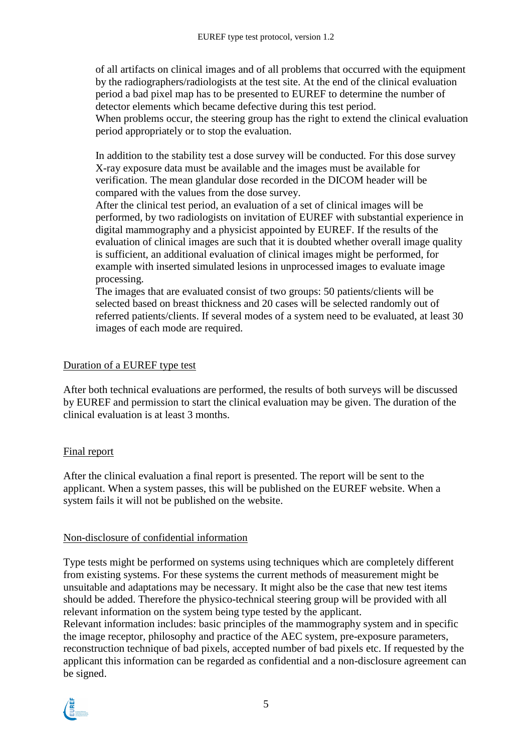of all artifacts on clinical images and of all problems that occurred with the equipment by the radiographers/radiologists at the test site. At the end of the clinical evaluation period a bad pixel map has to be presented to EUREF to determine the number of detector elements which became defective during this test period.
When problems occur, the steering group has the right to extend the clinical evaluation period appropriately or to stop the evaluation.

In addition to the stability test a dose survey will be conducted. For this dose survey X-ray exposure data must be available and the images must be available for verification. The mean glandular dose recorded in the DICOM header will be compared with the values from the dose survey.
After the clinical test period, an evaluation of a set of clinical images will be performed, by two radiologists on invitation of EUREF with substantial experience in digital mammography and a physicist appointed by EUREF. If the results of the evaluation of clinical images are such that it is doubted whether overall image quality is sufficient, an additional evaluation of clinical images might be performed, for example with inserted simulated lesions in unprocessed images to evaluate image processing.
The images that are evaluated consist of two groups: 50 patients/clients will be selected based on breast thickness and 20 cases will be selected randomly out of referred patients/clients. If several modes of a system need to be evaluated, at least 30 images of each mode are required.

## Duration of a EUREF type test

After both technical evaluations are performed, the results of both surveys will be discussed by EUREF and permission to start the clinical evaluation may be given. The duration of the clinical evaluation is at least 3 months.

## Final report

After the clinical evaluation a final report is presented. The report will be sent to the applicant. When a system passes, this will be published on the EUREF website. When a system fails it will not be published on the website.

## Non-disclosure of confidential information

Type tests might be performed on systems using techniques which are completely different from existing systems. For these systems the current methods of measurement might be unsuitable and adaptations may be necessary. It might also be the case that new test items should be added. Therefore the physico-technical steering group will be provided with all relevant information on the system being type tested by the applicant.
Relevant information includes: basic principles of the mammography system and in specific the image receptor, philosophy and practice of the AEC system, pre-exposure parameters, reconstruction technique of bad pixels, accepted number of bad pixels etc. If requested by the applicant this information can be regarded as confidential and a non-disclosure agreement can be signed.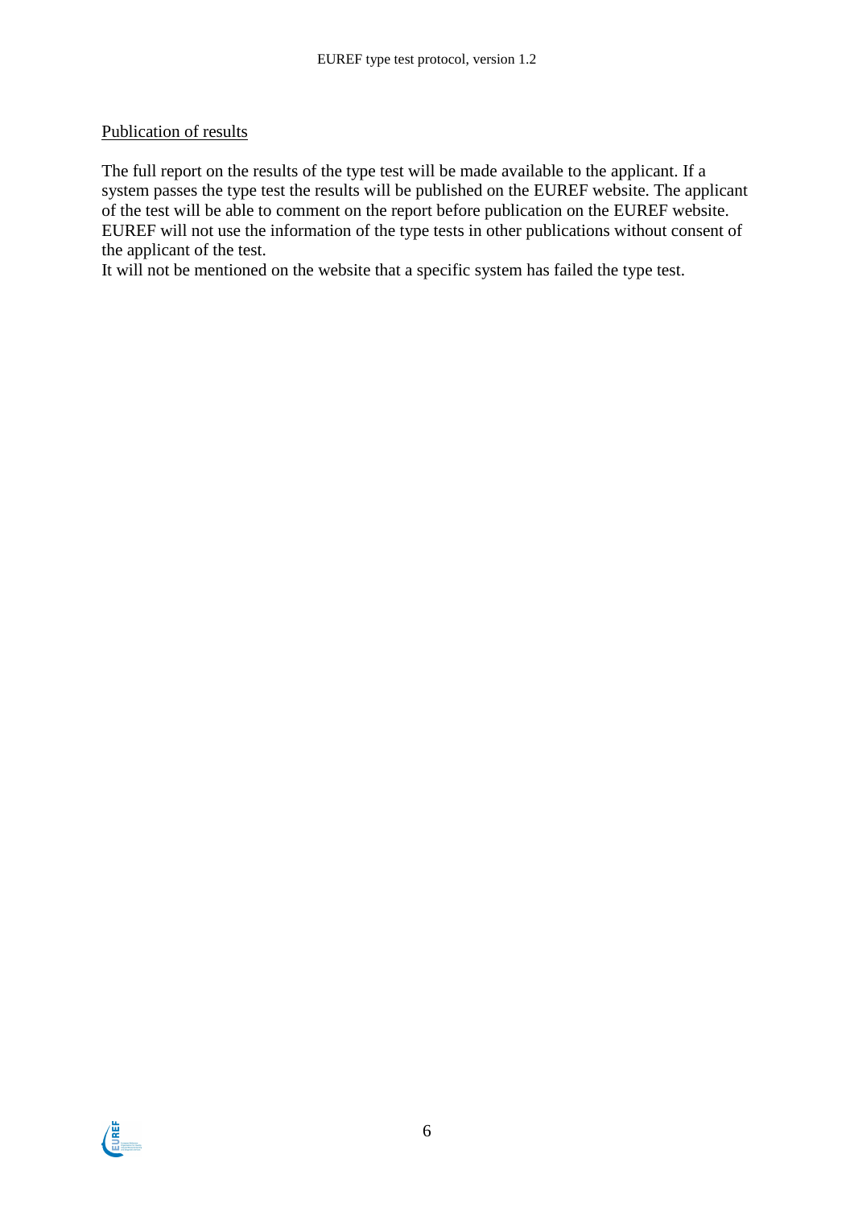Publication of results

The full report on the results of the type test will be made available to the applicant. If a system passes the type test the results will be published on the EUREF website. The applicant of the test will be able to comment on the report before publication on the EUREF website. EUREF will not use the information of the type tests in other publications without consent of the applicant of the test.
It will not be mentioned on the website that a specific system has failed the type test.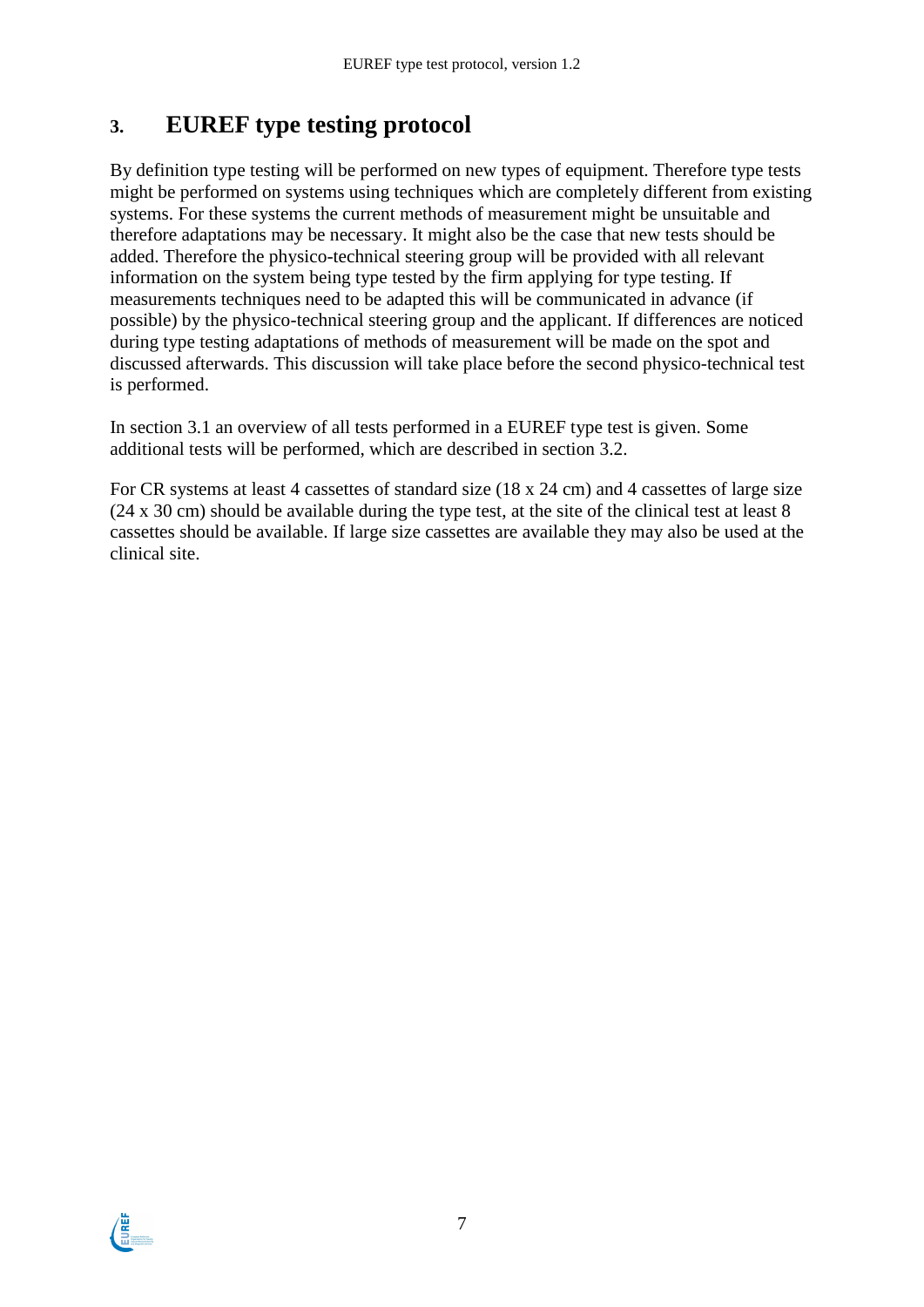# 3. EUREF type testing protocol

By definition type testing will be performed on new types of equipment. Therefore type tests might be performed on systems using techniques which are completely different from existing systems. For these systems the current methods of measurement might be unsuitable and therefore adaptations may be necessary. It might also be the case that new tests should be added. Therefore the physico-technical steering group will be provided with all relevant information on the system being type tested by the firm applying for type testing. If measurements techniques need to be adapted this will be communicated in advance (if possible) by the physico-technical steering group and the applicant. If differences are noticed during type testing adaptations of methods of measurement will be made on the spot and discussed afterwards. This discussion will take place before the second physico-technical test is performed.

In section 3.1 an overview of all tests performed in a EUREF type test is given. Some additional tests will be performed, which are described in section 3.2.

For CR systems at least 4 cassettes of standard size (18 x 24 cm) and 4 cassettes of large size (24 x 30 cm) should be available during the type test, at the site of the clinical test at least 8 cassettes should be available. If large size cassettes are available they may also be used at the clinical site.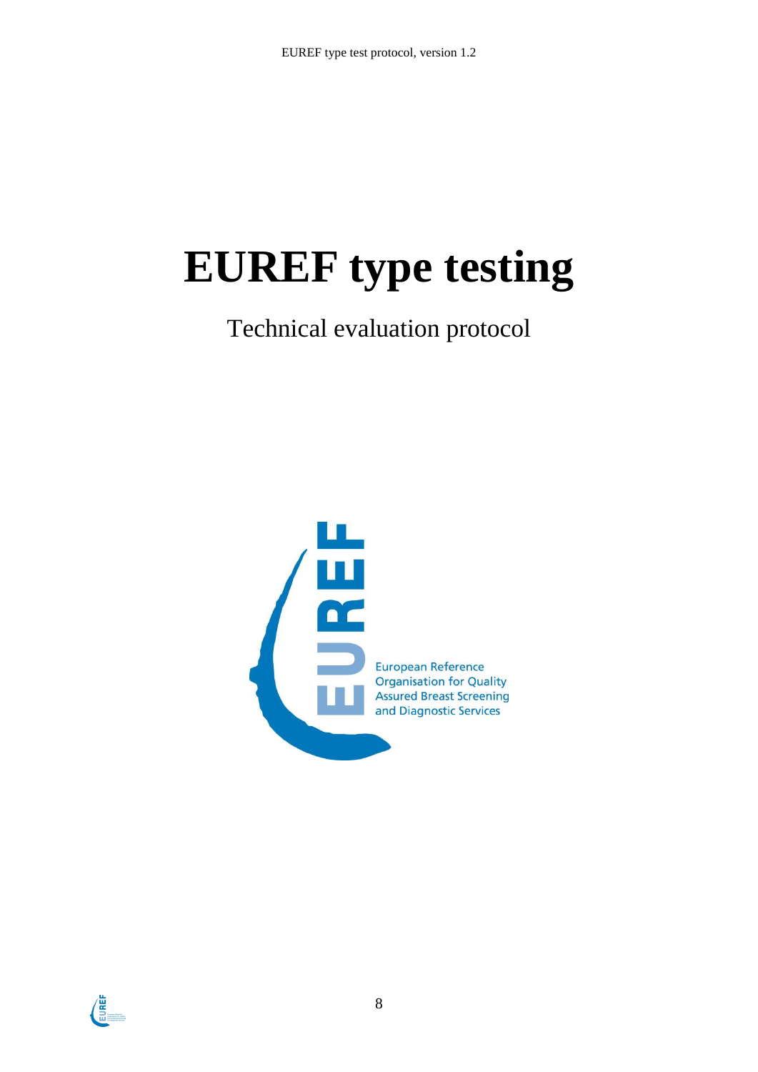# EUREF type testing

Technical evaluation protocol

European Reference Organisation for Quality Assured Breast Screening and Diagnostic Services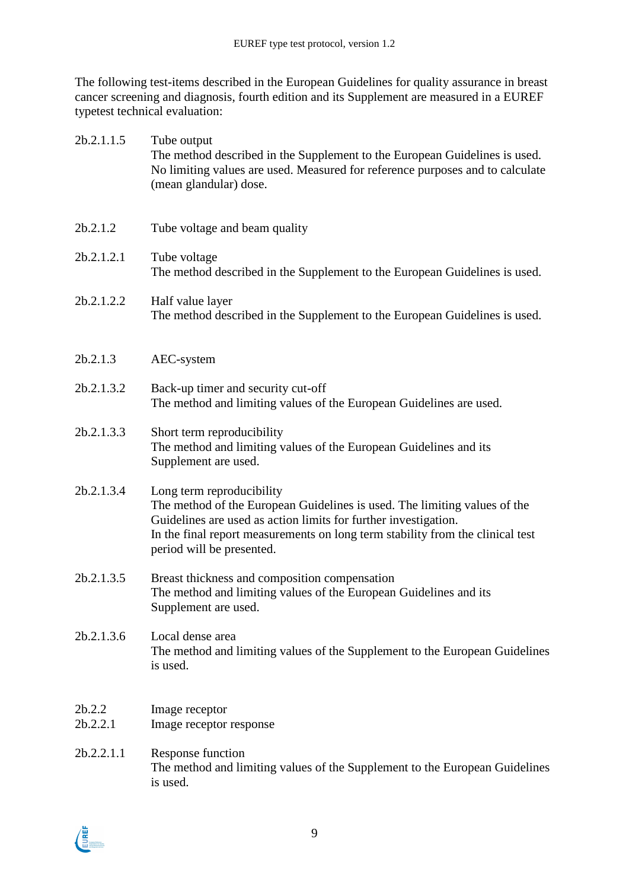The following test-items described in the European Guidelines for quality assurance in breast cancer screening and diagnosis, fourth edition and its Supplement are measured in a EUREF typetest technical evaluation:

**2b.2.1.1.5 Tube output**
The method described in the Supplement to the European Guidelines is used. No limiting values are used. Measured for reference purposes and to calculate (mean glandular) dose.

**2b.2.1.2 Tube voltage and beam quality**

**2b.2.1.2.1 Tube voltage**
The method described in the Supplement to the European Guidelines is used.

**2b.2.1.2.2 Half value layer**
The method described in the Supplement to the European Guidelines is used.

**2b.2.1.3 AEC-system**

**2b.2.1.3.2 Back-up timer and security cut-off**
The method and limiting values of the European Guidelines are used.

**2b.2.1.3.3 Short term reproducibility**
The method and limiting values of the European Guidelines and its Supplement are used.

**2b.2.1.3.4 Long term reproducibility**
The method of the European Guidelines is used. The limiting values of the Guidelines are used as action limits for further investigation.
In the final report measurements on long term stability from the clinical test period will be presented.

**2b.2.1.3.5 Breast thickness and composition compensation**
The method and limiting values of the European Guidelines and its Supplement are used.

**2b.2.1.3.6 Local dense area**
The method and limiting values of the Supplement to the European Guidelines is used.

**2b.2.2 Image receptor**

**2b.2.2.1 Image receptor response**

**2b.2.2.1.1 Response function**
The method and limiting values of the Supplement to the European Guidelines is used.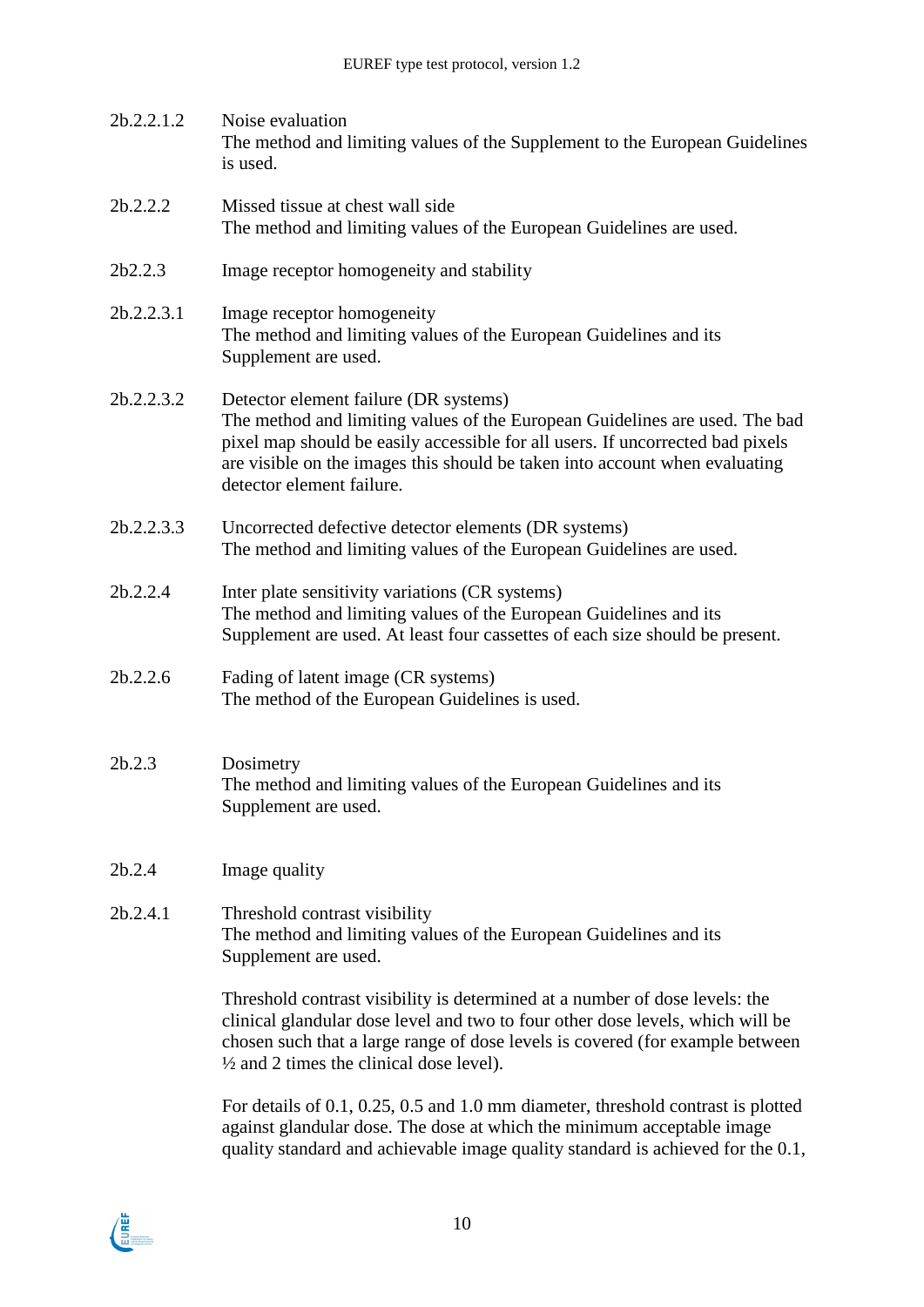2b.2.2.1.2 Noise evaluation
The method and limiting values of the Supplement to the European Guidelines is used.

2b.2.2.2 Missed tissue at chest wall side
The method and limiting values of the European Guidelines are used.

2b2.2.3 Image receptor homogeneity and stability

2b.2.2.3.1 Image receptor homogeneity
The method and limiting values of the European Guidelines and its Supplement are used.

2b.2.2.3.2 Detector element failure (DR systems)
The method and limiting values of the European Guidelines are used. The bad pixel map should be easily accessible for all users. If uncorrected bad pixels are visible on the images this should be taken into account when evaluating detector element failure.

2b.2.2.3.3 Uncorrected defective detector elements (DR systems)
The method and limiting values of the European Guidelines are used.

2b.2.2.4 Inter plate sensitivity variations (CR systems)
The method and limiting values of the European Guidelines and its Supplement are used. At least four cassettes of each size should be present.

2b.2.2.6 Fading of latent image (CR systems)
The method of the European Guidelines is used.

2b.2.3 Dosimetry
The method and limiting values of the European Guidelines and its Supplement are used.

2b.2.4 Image quality

2b.2.4.1 Threshold contrast visibility
The method and limiting values of the European Guidelines and its Supplement are used.

Threshold contrast visibility is determined at a number of dose levels: the clinical glandular dose level and two to four other dose levels, which will be chosen such that a large range of dose levels is covered (for example between ½ and 2 times the clinical dose level).

For details of 0.1, 0.25, 0.5 and 1.0 mm diameter, threshold contrast is plotted against glandular dose. The dose at which the minimum acceptable image quality standard and achievable image quality standard is achieved for the 0.1,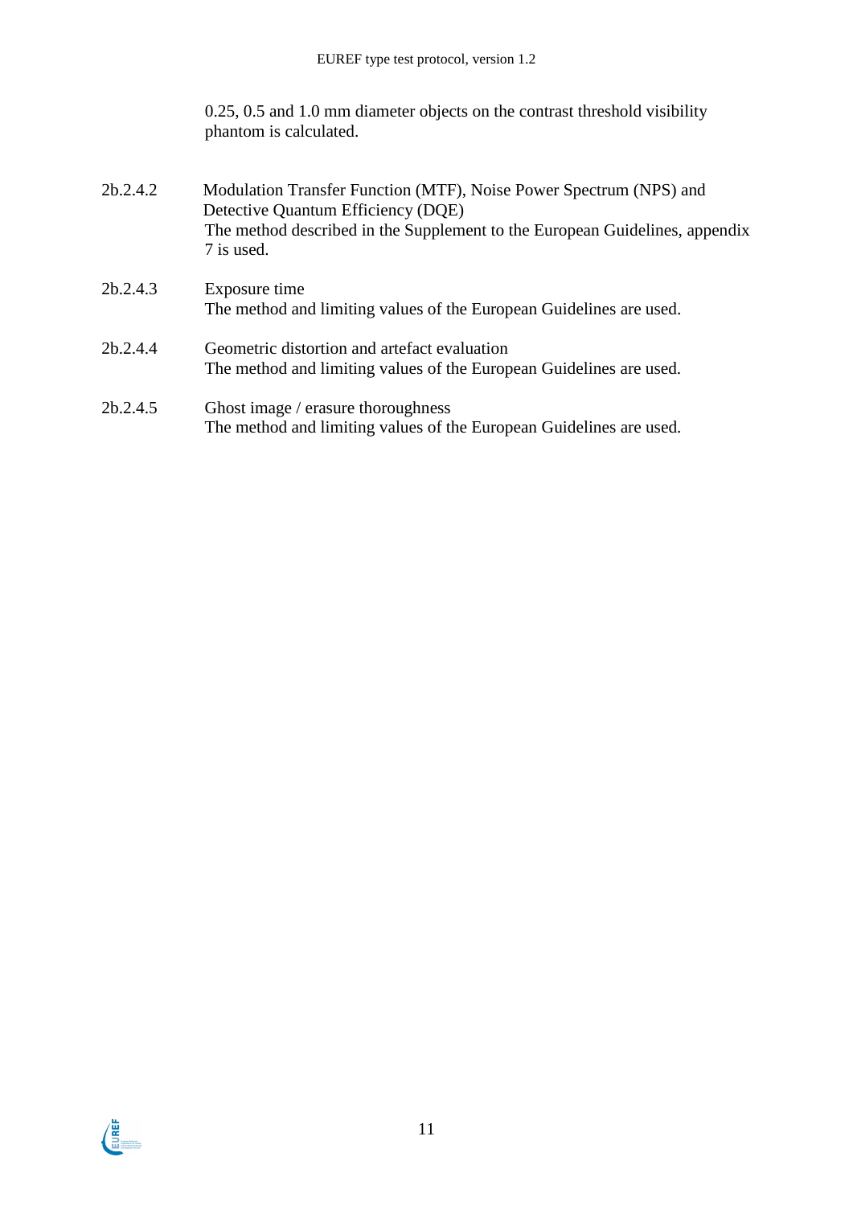0.25, 0.5 and 1.0 mm diameter objects on the contrast threshold visibility phantom is calculated.

2b.2.4.2 Modulation Transfer Function (MTF), Noise Power Spectrum (NPS) and Detective Quantum Efficiency (DQE)

The method described in the Supplement to the European Guidelines, appendix 7 is used.

2b.2.4.3 Exposure time

The method and limiting values of the European Guidelines are used.

2b.2.4.4 Geometric distortion and artefact evaluation

The method and limiting values of the European Guidelines are used.

2b.2.4.5 Ghost image / erasure thoroughness

The method and limiting values of the European Guidelines are used.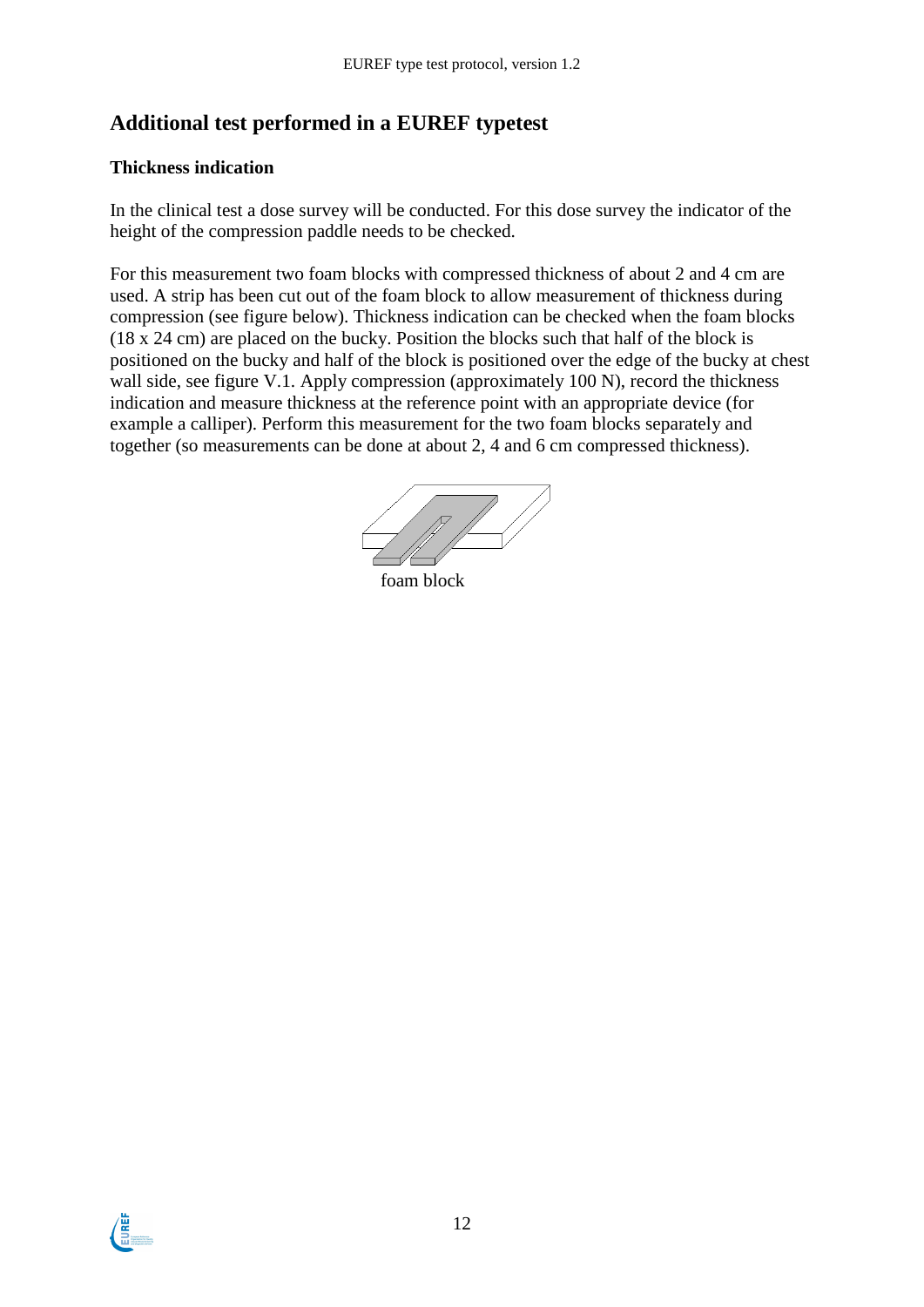## Additional test performed in a EUREF typetest

### Thickness indication

In the clinical test a dose survey will be conducted. For this dose survey the indicator of the height of the compression paddle needs to be checked.

For this measurement two foam blocks with compressed thickness of about 2 and 4 cm are used. A strip has been cut out of the foam block to allow measurement of thickness during compression (see figure below). Thickness indication can be checked when the foam blocks (18 x 24 cm) are placed on the bucky. Position the blocks such that half of the block is positioned on the bucky and half of the block is positioned over the edge of the bucky at chest wall side, see figure V.1. Apply compression (approximately 100 N), record the thickness indication and measure thickness at the reference point with an appropriate device (for example a calliper). Perform this measurement for the two foam blocks separately and together (so measurements can be done at about 2, 4 and 6 cm compressed thickness).

foam block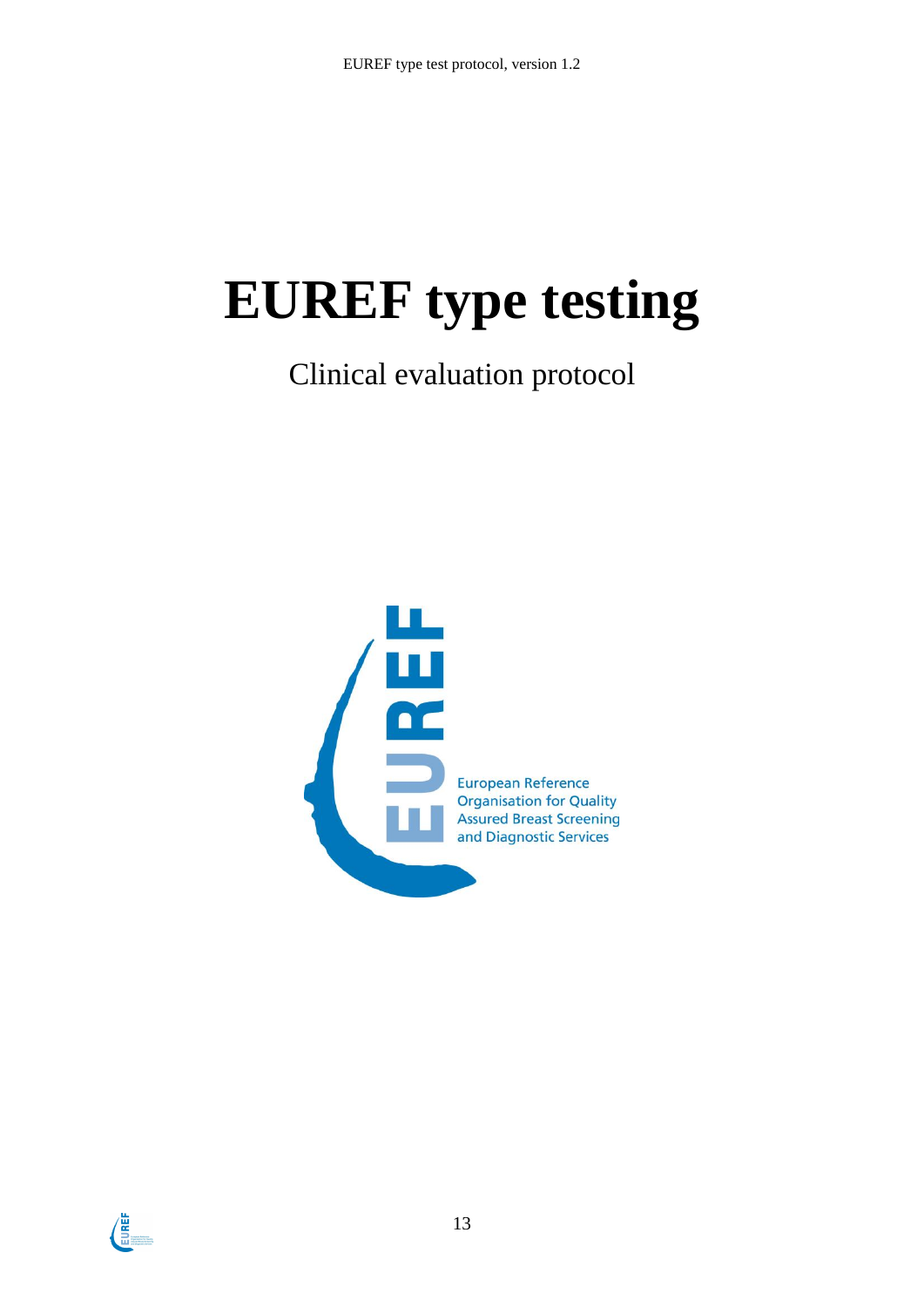# EUREF type testing

Clinical evaluation protocol

European Reference Organisation for Quality Assured Breast Screening and Diagnostic Services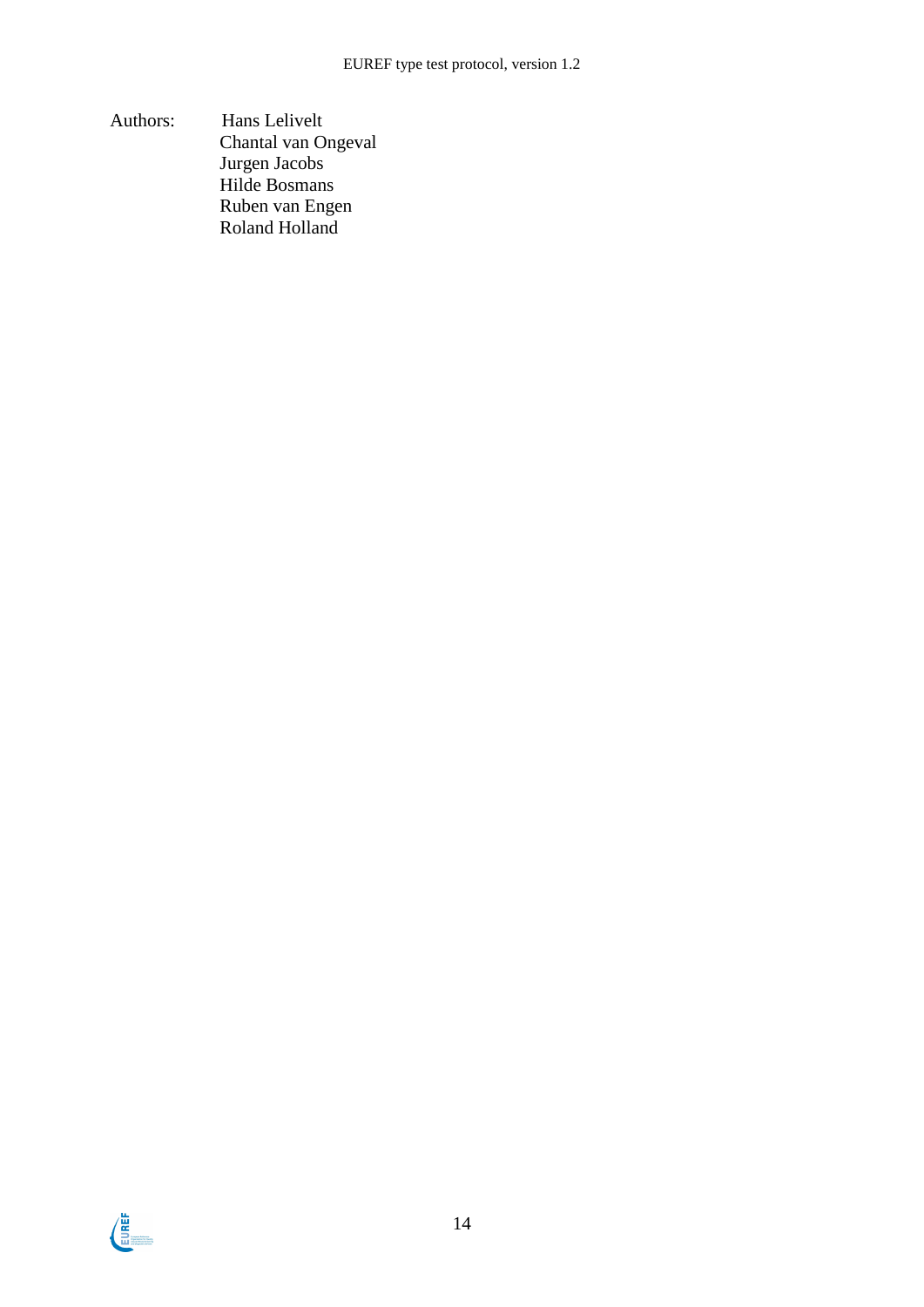Authors: Hans Lelivelt
Chantal van Ongeval
Jurgen Jacobs
Hilde Bosmans
Ruben van Engen
Roland Holland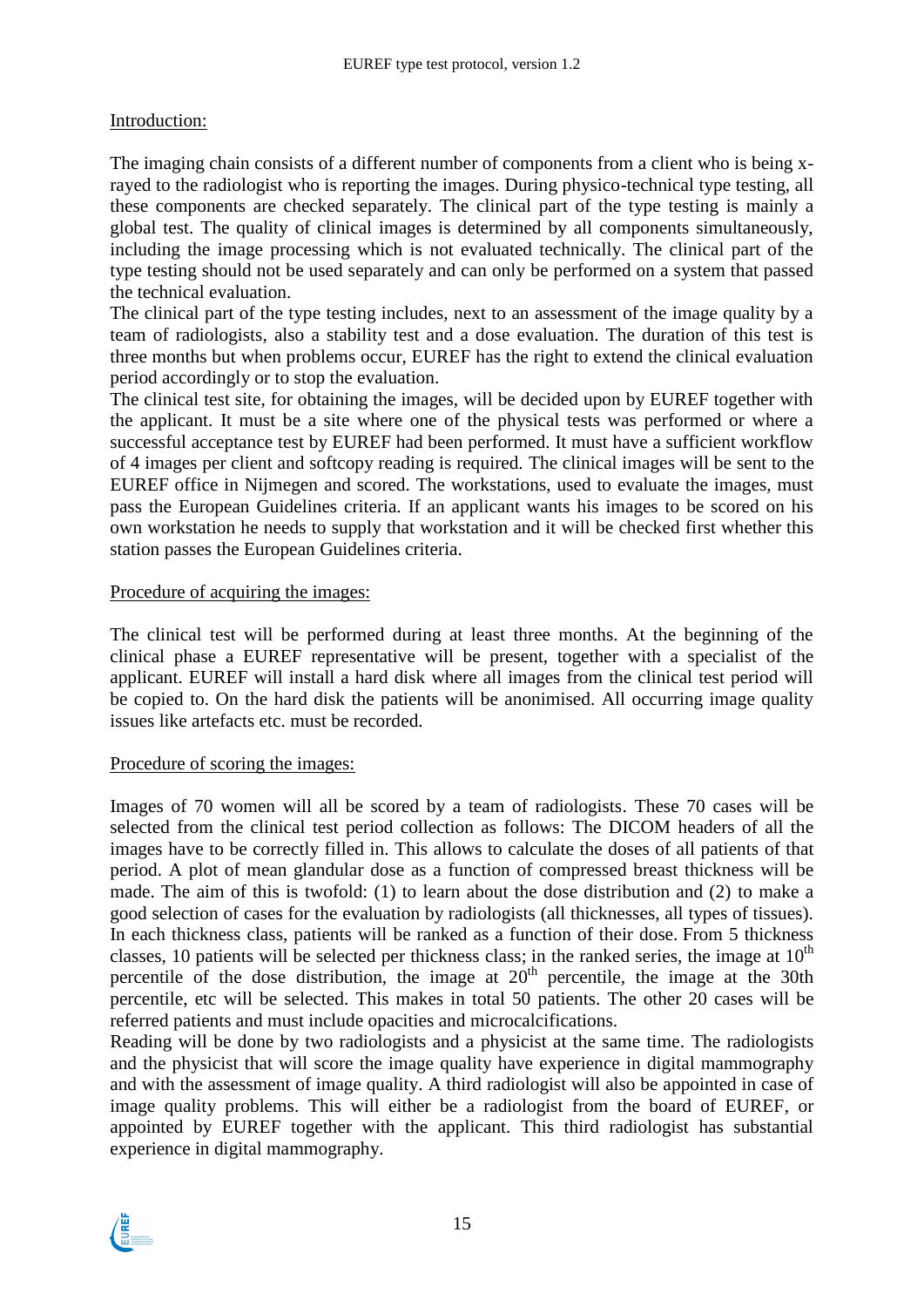Introduction:

The imaging chain consists of a different number of components from a client who is being x-rayed to the radiologist who is reporting the images. During physico-technical type testing, all these components are checked separately. The clinical part of the type testing is mainly a global test. The quality of clinical images is determined by all components simultaneously, including the image processing which is not evaluated technically. The clinical part of the type testing should not be used separately and can only be performed on a system that passed the technical evaluation.
The clinical part of the type testing includes, next to an assessment of the image quality by a team of radiologists, also a stability test and a dose evaluation. The duration of this test is three months but when problems occur, EUREF has the right to extend the clinical evaluation period accordingly or to stop the evaluation.
The clinical test site, for obtaining the images, will be decided upon by EUREF together with the applicant. It must be a site where one of the physical tests was performed or where a successful acceptance test by EUREF had been performed. It must have a sufficient workflow of 4 images per client and softcopy reading is required. The clinical images will be sent to the EUREF office in Nijmegen and scored. The workstations, used to evaluate the images, must pass the European Guidelines criteria. If an applicant wants his images to be scored on his own workstation he needs to supply that workstation and it will be checked first whether this station passes the European Guidelines criteria.

Procedure of acquiring the images:

The clinical test will be performed during at least three months. At the beginning of the clinical phase a EUREF representative will be present, together with a specialist of the applicant. EUREF will install a hard disk where all images from the clinical test period will be copied to. On the hard disk the patients will be anonimised. All occurring image quality issues like artefacts etc. must be recorded.

Procedure of scoring the images:

Images of 70 women will all be scored by a team of radiologists. These 70 cases will be selected from the clinical test period collection as follows: The DICOM headers of all the images have to be correctly filled in. This allows to calculate the doses of all patients of that period. A plot of mean glandular dose as a function of compressed breast thickness will be made. The aim of this is twofold: (1) to learn about the dose distribution and (2) to make a good selection of cases for the evaluation by radiologists (all thicknesses, all types of tissues). In each thickness class, patients will be ranked as a function of their dose. From 5 thickness classes, 10 patients will be selected per thickness class; in the ranked series, the image at $10^{th}$ percentile of the dose distribution, the image at $20^{th}$ percentile, the image at the 30th percentile, etc will be selected. This makes in total 50 patients. The other 20 cases will be referred patients and must include opacities and microcalcifications.
Reading will be done by two radiologists and a physicist at the same time. The radiologists and the physicist that will score the image quality have experience in digital mammography and with the assessment of image quality. A third radiologist will also be appointed in case of image quality problems. This will either be a radiologist from the board of EUREF, or appointed by EUREF together with the applicant. This third radiologist has substantial experience in digital mammography.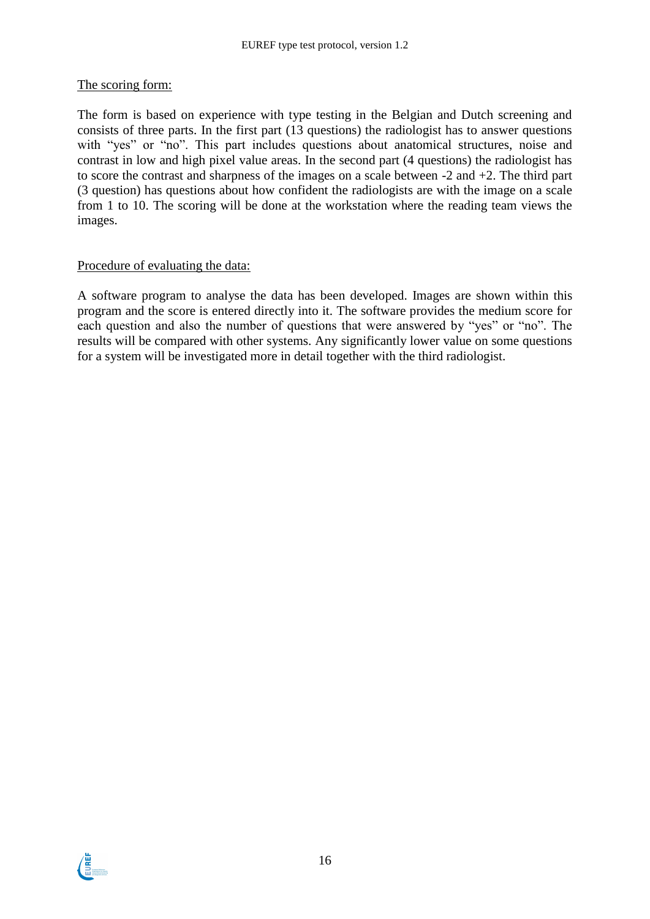The scoring form:

The form is based on experience with type testing in the Belgian and Dutch screening and consists of three parts. In the first part (13 questions) the radiologist has to answer questions with "yes" or "no". This part includes questions about anatomical structures, noise and contrast in low and high pixel value areas. In the second part (4 questions) the radiologist has to score the contrast and sharpness of the images on a scale between -2 and +2. The third part (3 question) has questions about how confident the radiologists are with the image on a scale from 1 to 10. The scoring will be done at the workstation where the reading team views the images.

Procedure of evaluating the data:

A software program to analyse the data has been developed. Images are shown within this program and the score is entered directly into it. The software provides the medium score for each question and also the number of questions that were answered by "yes" or "no". The results will be compared with other systems. Any significantly lower value on some questions for a system will be investigated more in detail together with the third radiologist.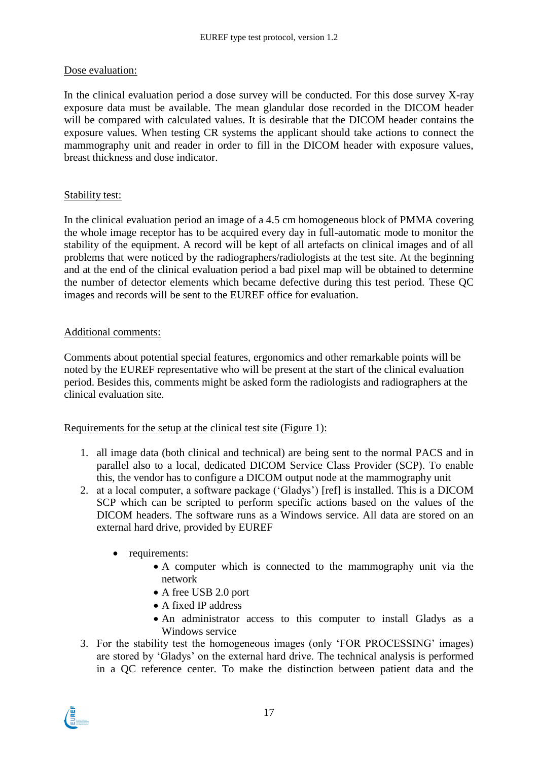Dose evaluation:

In the clinical evaluation period a dose survey will be conducted. For this dose survey X-ray exposure data must be available. The mean glandular dose recorded in the DICOM header will be compared with calculated values. It is desirable that the DICOM header contains the exposure values. When testing CR systems the applicant should take actions to connect the mammography unit and reader in order to fill in the DICOM header with exposure values, breast thickness and dose indicator.

Stability test:

In the clinical evaluation period an image of a 4.5 cm homogeneous block of PMMA covering the whole image receptor has to be acquired every day in full-automatic mode to monitor the stability of the equipment. A record will be kept of all artefacts on clinical images and of all problems that were noticed by the radiographers/radiologists at the test site. At the beginning and at the end of the clinical evaluation period a bad pixel map will be obtained to determine the number of detector elements which became defective during this test period. These QC images and records will be sent to the EUREF office for evaluation.

Additional comments:

Comments about potential special features, ergonomics and other remarkable points will be noted by the EUREF representative who will be present at the start of the clinical evaluation period. Besides this, comments might be asked form the radiologists and radiographers at the clinical evaluation site.

Requirements for the setup at the clinical test site (Figure 1):

1. all image data (both clinical and technical) are being sent to the normal PACS and in parallel also to a local, dedicated DICOM Service Class Provider (SCP). To enable this, the vendor has to configure a DICOM output node at the mammography unit
2. at a local computer, a software package ('Gladys') [ref] is installed. This is a DICOM SCP which can be scripted to perform specific actions based on the values of the DICOM headers. The software runs as a Windows service. All data are stored on an external hard drive, provided by EUREF
   - requirements:
     - A computer which is connected to the mammography unit via the network
     - A free USB 2.0 port
     - A fixed IP address
     - An administrator access to this computer to install Gladys as a Windows service
3. For the stability test the homogeneous images (only 'FOR PROCESSING' images) are stored by 'Gladys' on the external hard drive. The technical analysis is performed in a QC reference center. To make the distinction between patient data and the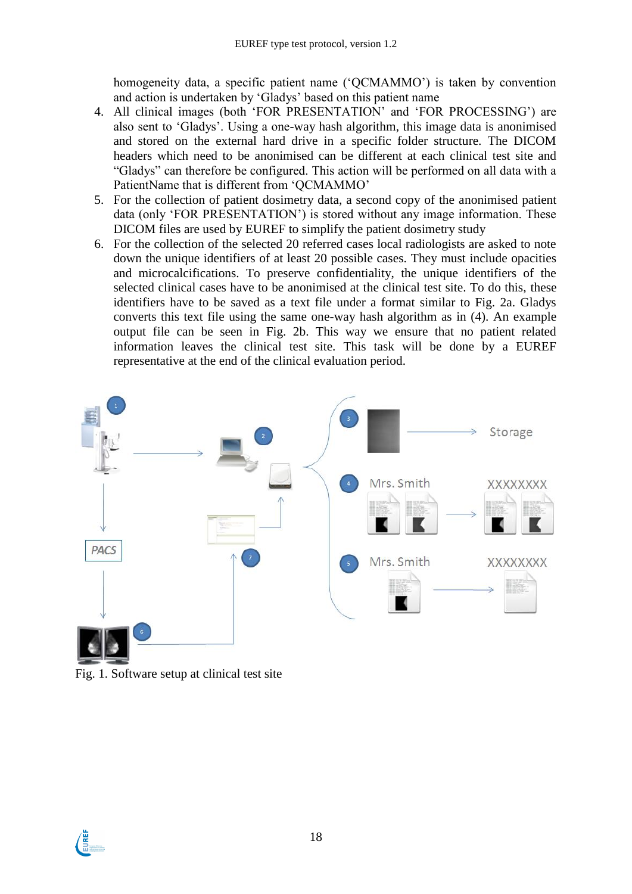homogeneity data, a specific patient name ('QCMAMMO') is taken by convention and action is undertaken by 'Gladys' based on this patient name

4. All clinical images (both 'FOR PRESENTATION' and 'FOR PROCESSING') are also sent to 'Gladys'. Using a one-way hash algorithm, this image data is anonimised and stored on the external hard drive in a specific folder structure. The DICOM headers which need to be anonimised can be different at each clinical test site and "Gladys" can therefore be configured. This action will be performed on all data with a PatientName that is different from 'QCMAMMO'
5. For the collection of patient dosimetry data, a second copy of the anonimised patient data (only 'FOR PRESENTATION') is stored without any image information. These DICOM files are used by EUREF to simplify the patient dosimetry study
6. For the collection of the selected 20 referred cases local radiologists are asked to note down the unique identifiers of at least 20 possible cases. They must include opacities and microcalcifications. To preserve confidentiality, the unique identifiers of the selected clinical cases have to be anonimised at the clinical test site. To do this, these identifiers have to be saved as a text file under a format similar to Fig. 2a. Gladys converts this text file using the same one-way hash algorithm as in (4). An example output file can be seen in Fig. 2b. This way we ensure that no patient related information leaves the clinical test site. This task will be done by a EUREF representative at the end of the clinical evaluation period.

Fig. 1. Software setup at clinical test site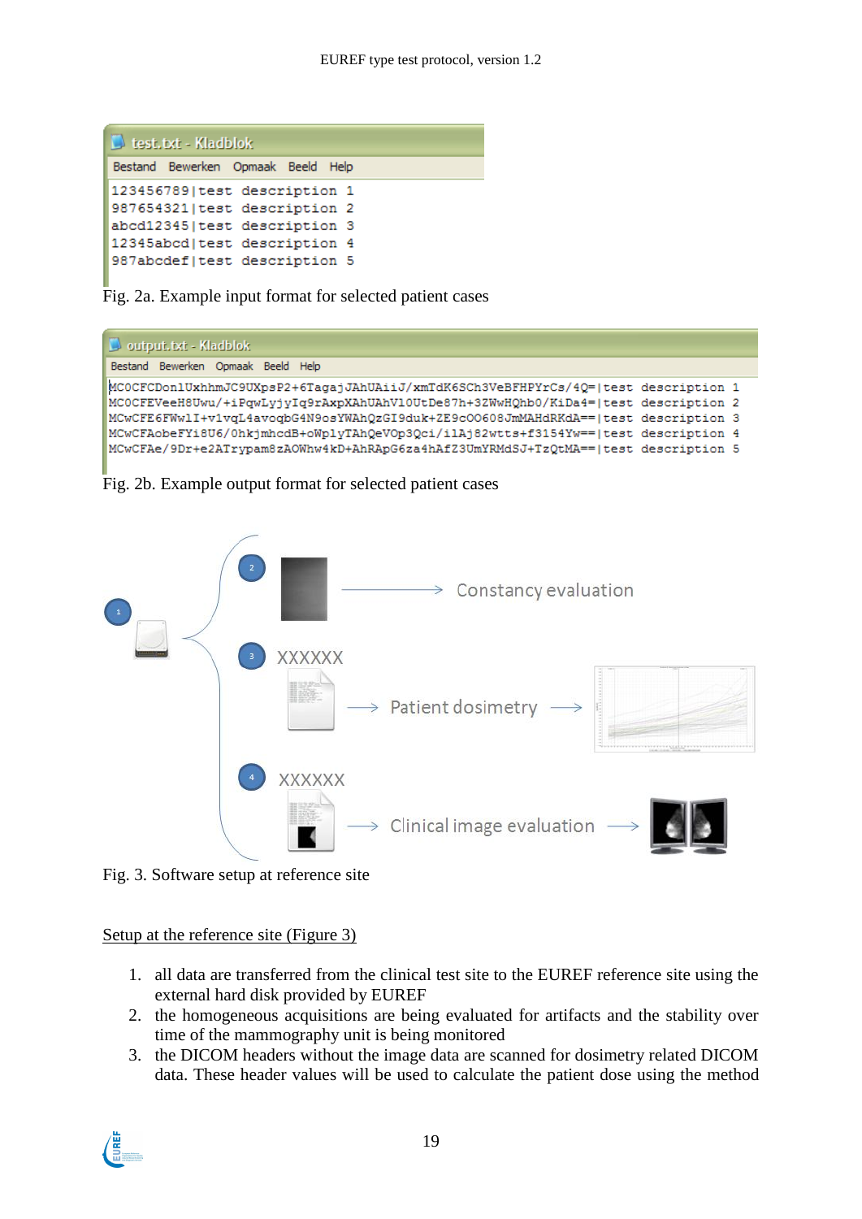```
123456789|test description 1
987654321|test description 2
abcd12345|test description 3
12345abcd|test description 4
987abcdef|test description 5
```

Fig. 2a. Example input format for selected patient cases

```
MC0CFCDon1UxhhmJC9UXpsP2+6TagajJAhUAiiJ/xmTdK6SCh3VeBFHPYrCs/4Q=|test description 1
MC0CFEVeeH8Uwu/+iPqwLyjyIq9rAxpXAhUAhV10UtDe87h+3ZWwHQhb0/KiDa4=|test description 2
MCwCFE6FWw1I+v1vqL4avoqbG4N9osYWAhQzGI9duk+ZE9cO0608JmMAHdRKdA==|test description 3
MCwCFAobeFYi8U6/0hkjmhcdB+oWplyTAhQeVOp3Qci/ilAj82wtts+f3154Yw==|test description 4
MCwCFAe/9Dr+e2ATrypam8zAOWhw4kD+AhRApG6za4hAfZ3UmYRMdSJ+TzQtMA==|test description 5
```

Fig. 2b. Example output format for selected patient cases

Fig. 3. Software setup at reference site

Setup at the reference site (Figure 3)

1. all data are transferred from the clinical test site to the EUREF reference site using the external hard disk provided by EUREF
2. the homogeneous acquisitions are being evaluated for artifacts and the stability over time of the mammography unit is being monitored
3. the DICOM headers without the image data are scanned for dosimetry related DICOM data. These header values will be used to calculate the patient dose using the method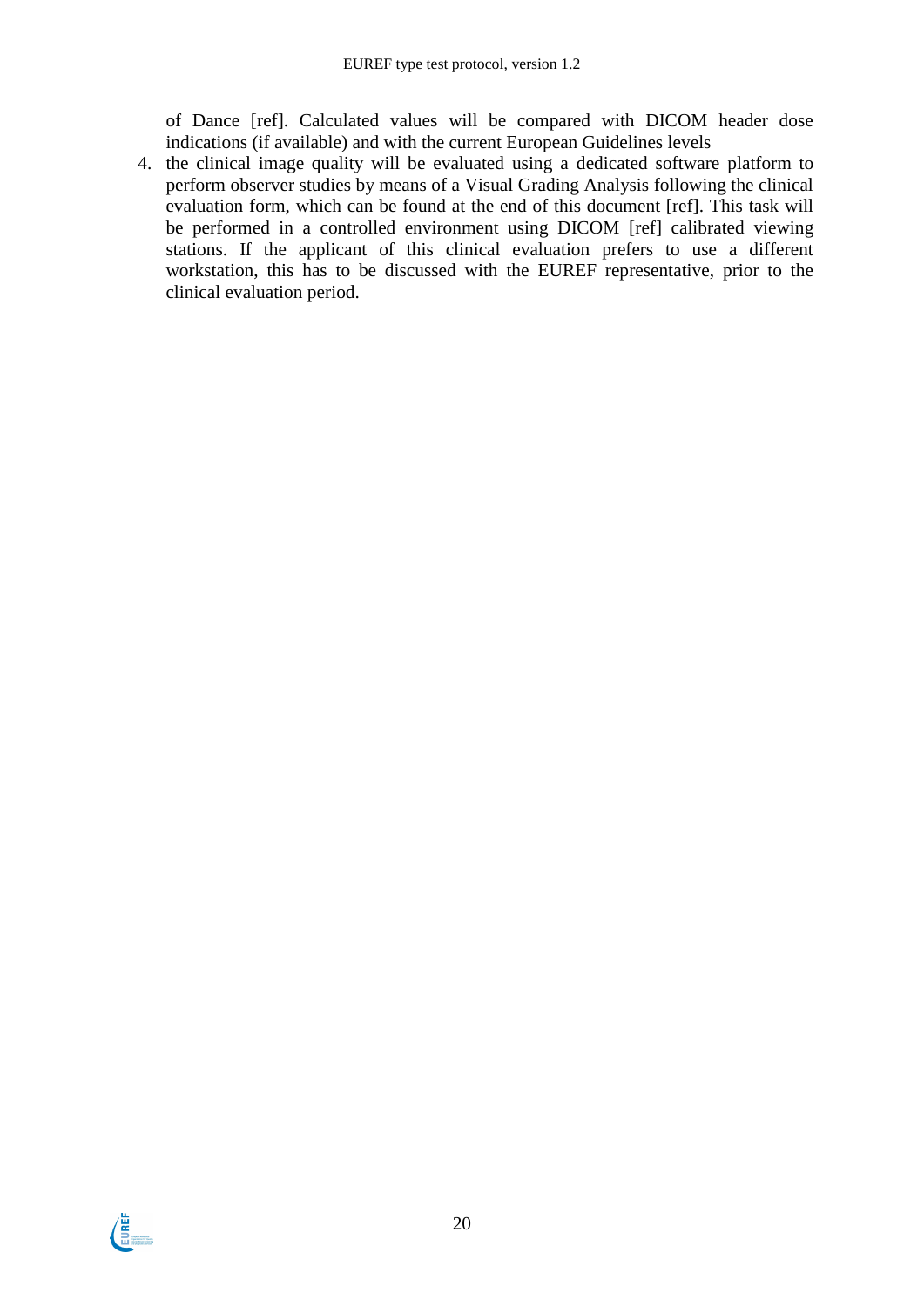of Dance [ref]. Calculated values will be compared with DICOM header dose indications (if available) and with the current European Guidelines levels

4. the clinical image quality will be evaluated using a dedicated software platform to perform observer studies by means of a Visual Grading Analysis following the clinical evaluation form, which can be found at the end of this document [ref]. This task will be performed in a controlled environment using DICOM [ref] calibrated viewing stations. If the applicant of this clinical evaluation prefers to use a different workstation, this has to be discussed with the EUREF representative, prior to the clinical evaluation period.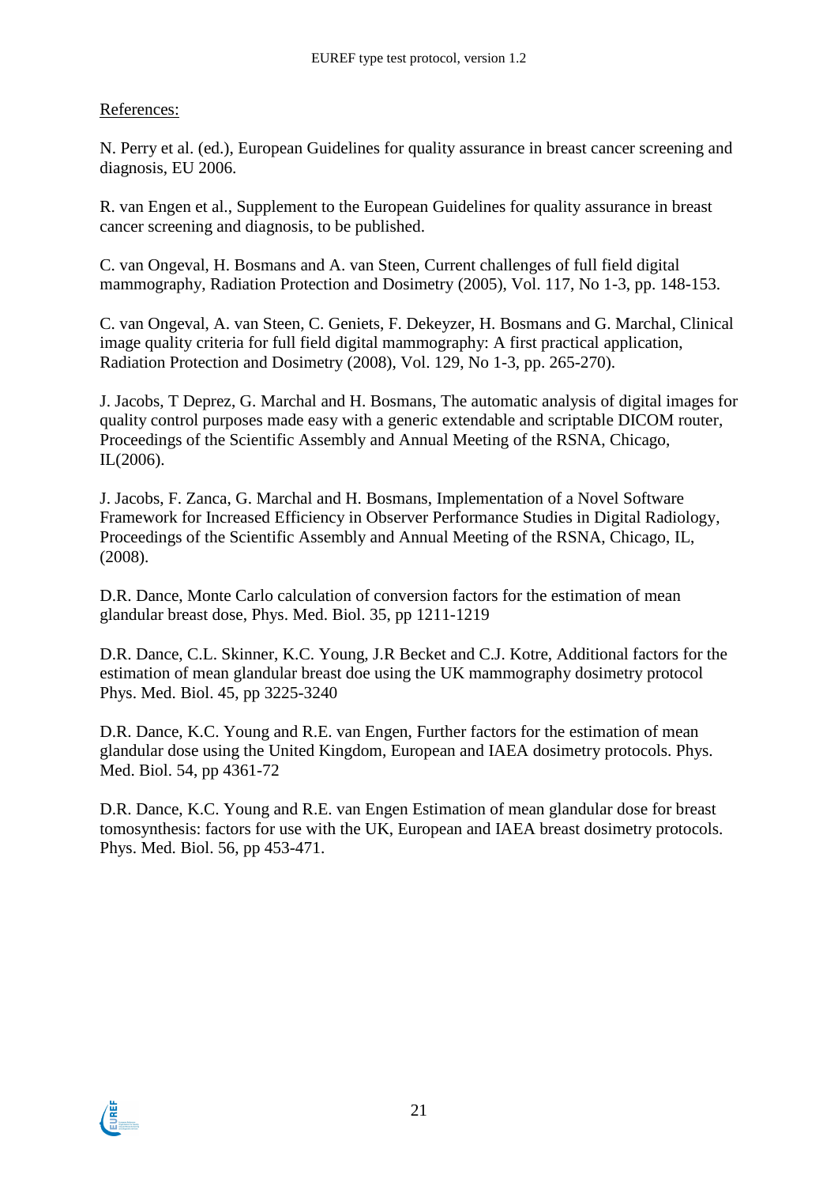References:

N. Perry et al. (ed.), European Guidelines for quality assurance in breast cancer screening and diagnosis, EU 2006.

R. van Engen et al., Supplement to the European Guidelines for quality assurance in breast cancer screening and diagnosis, to be published.

C. van Ongeval, H. Bosmans and A. van Steen, Current challenges of full field digital mammography, Radiation Protection and Dosimetry (2005), Vol. 117, No 1-3, pp. 148-153.

C. van Ongeval, A. van Steen, C. Geniets, F. Dekeyzer, H. Bosmans and G. Marchal, Clinical image quality criteria for full field digital mammography: A first practical application, Radiation Protection and Dosimetry (2008), Vol. 129, No 1-3, pp. 265-270).

J. Jacobs, T Deprez, G. Marchal and H. Bosmans, The automatic analysis of digital images for quality control purposes made easy with a generic extendable and scriptable DICOM router, Proceedings of the Scientific Assembly and Annual Meeting of the RSNA, Chicago, IL(2006).

J. Jacobs, F. Zanca, G. Marchal and H. Bosmans, Implementation of a Novel Software Framework for Increased Efficiency in Observer Performance Studies in Digital Radiology, Proceedings of the Scientific Assembly and Annual Meeting of the RSNA, Chicago, IL, (2008).

D.R. Dance, Monte Carlo calculation of conversion factors for the estimation of mean glandular breast dose, Phys. Med. Biol. 35, pp 1211-1219

D.R. Dance, C.L. Skinner, K.C. Young, J.R Becket and C.J. Kotre, Additional factors for the estimation of mean glandular breast doe using the UK mammography dosimetry protocol Phys. Med. Biol. 45, pp 3225-3240

D.R. Dance, K.C. Young and R.E. van Engen, Further factors for the estimation of mean glandular dose using the United Kingdom, European and IAEA dosimetry protocols. Phys. Med. Biol. 54, pp 4361-72

D.R. Dance, K.C. Young and R.E. van Engen Estimation of mean glandular dose for breast tomosynthesis: factors for use with the UK, European and IAEA breast dosimetry protocols. Phys. Med. Biol. 56, pp 453-471.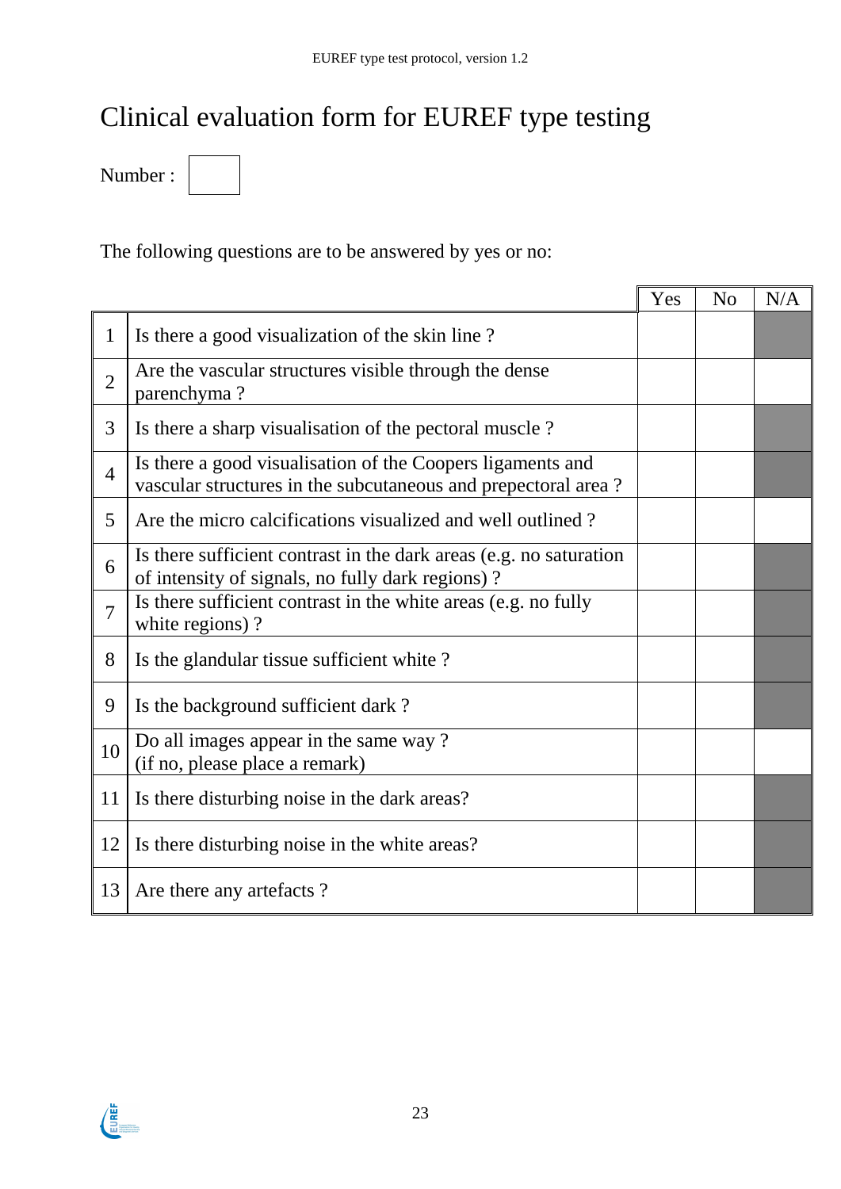# Clinical evaluation form for EUREF type testing

Number :

The following questions are to be answered by yes or no:

| | | Yes | No | N/A |
|---|---|---|---|---|
| 1 | Is there a good visualization of the skin line ? | | | |
| 2 | Are the vascular structures visible through the dense parenchyma ? | | | |
| 3 | Is there a sharp visualisation of the pectoral muscle ? | | | |
| 4 | Is there a good visualisation of the Coopers ligaments and vascular structures in the subcutaneous and prepectoral area ? | | | |
| 5 | Are the micro calcifications visualized and well outlined ? | | | |
| 6 | Is there sufficient contrast in the dark areas (e.g. no saturation of intensity of signals, no fully dark regions) ? | | | |
| 7 | Is there sufficient contrast in the white areas (e.g. no fully white regions) ? | | | |
| 8 | Is the glandular tissue sufficient white ? | | | |
| 9 | Is the background sufficient dark ? | | | |
| 10 | Do all images appear in the same way ?<br>(if no, please place a remark) | | | |
| 11 | Is there disturbing noise in the dark areas? | | | |
| 12 | Is there disturbing noise in the white areas? | | | |
| 13 | Are there any artefacts ? | | | |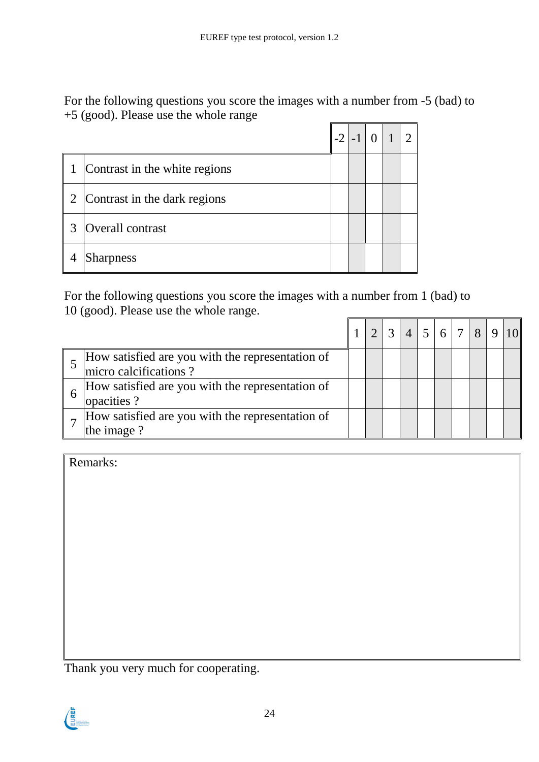For the following questions you score the images with a number from -5 (bad) to +5 (good). Please use the whole range

| | | -2 | -1 | 0 | 1 | 2 |
|---|---|---|---|---|---|---|
| 1 | Contrast in the white regions | | | | | |
| 2 | Contrast in the dark regions | | | | | |
| 3 | Overall contrast | | | | | |
| 4 | Sharpness | | | | | |

For the following questions you score the images with a number from 1 (bad) to 10 (good). Please use the whole range.

| | | 1 | 2 | 3 | 4 | 5 | 6 | 7 | 8 | 9 | 10 |
|---|---|---|---|---|---|---|---|---|---|---|---|
| 5 | How satisfied are you with the representation of micro calcifications ? | | | | | | | | | | |
| 6 | How satisfied are you with the representation of opacities ? | | | | | | | | | | |
| 7 | How satisfied are you with the representation of the image ? | | | | | | | | | | |

| Remarks: |
|---|
| |

Thank you very much for cooperating.